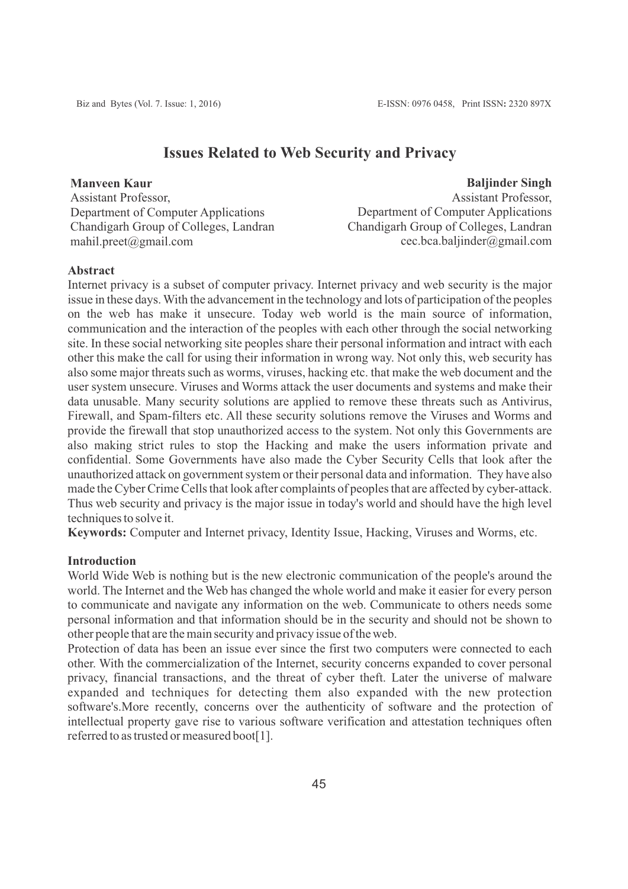# Issues Related to Web Security and Privacy

**Manveen Kaur**
Assistant Professor,
Department of Computer Applications
Chandigarh Group of Colleges, Landran
mahil.preet@gmail.com

**Baljinder Singh**
Assistant Professor,
Department of Computer Applications
Chandigarh Group of Colleges, Landran
cec.bca.baljinder@gmail.com

## Abstract

Internet privacy is a subset of computer privacy. Internet privacy and web security is the major issue in these days. With the advancement in the technology and lots of participation of the peoples on the web has make it unsecure. Today web world is the main source of information, communication and the interaction of the peoples with each other through the social networking site. In these social networking site peoples share their personal information and intract with each other this make the call for using their information in wrong way. Not only this, web security has also some major threats such as worms, viruses, hacking etc. that make the web document and the user system unsecure. Viruses and Worms attack the user documents and systems and make their data unusable. Many security solutions are applied to remove these threats such as Antivirus, Firewall, and Spam-filters etc. All these security solutions remove the Viruses and Worms and provide the firewall that stop unauthorized access to the system. Not only this Governments are also making strict rules to stop the Hacking and make the users information private and confidential. Some Governments have also made the Cyber Security Cells that look after the unauthorized attack on government system or their personal data and information. They have also made the Cyber Crime Cells that look after complaints of peoples that are affected by cyber-attack. Thus web security and privacy is the major issue in today's world and should have the high level techniques to solve it.

**Keywords:** Computer and Internet privacy, Identity Issue, Hacking, Viruses and Worms, etc.

## Introduction

World Wide Web is nothing but is the new electronic communication of the people's around the world. The Internet and the Web has changed the whole world and make it easier for every person to communicate and navigate any information on the web. Communicate to others needs some personal information and that information should be in the security and should not be shown to other people that are the main security and privacy issue of the web.

Protection of data has been an issue ever since the first two computers were connected to each other. With the commercialization of the Internet, security concerns expanded to cover personal privacy, financial transactions, and the threat of cyber theft. Later the universe of malware expanded and techniques for detecting them also expanded with the new protection software's.More recently, concerns over the authenticity of software and the protection of intellectual property gave rise to various software verification and attestation techniques often referred to as trusted or measured boot[1].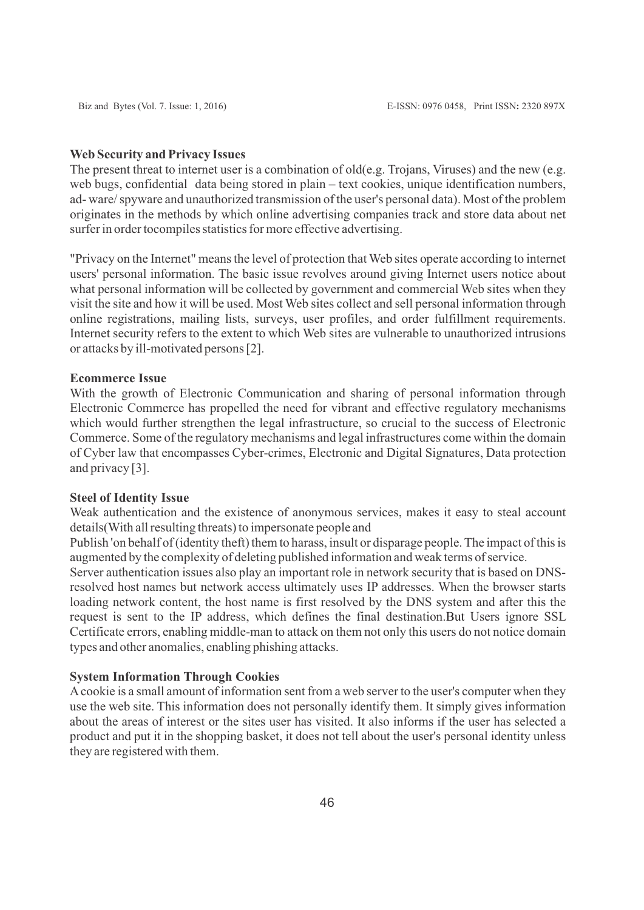**Web Security and Privacy Issues**

The present threat to internet user is a combination of old(e.g. Trojans, Viruses) and the new (e.g. web bugs, confidential data being stored in plain – text cookies, unique identification numbers, ad- ware/ spyware and unauthorized transmission of the user's personal data). Most of the problem originates in the methods by which online advertising companies track and store data about net surfer in order tocompiles statistics for more effective advertising.

"Privacy on the Internet" means the level of protection that Web sites operate according to internet users' personal information. The basic issue revolves around giving Internet users notice about what personal information will be collected by government and commercial Web sites when they visit the site and how it will be used. Most Web sites collect and sell personal information through online registrations, mailing lists, surveys, user profiles, and order fulfillment requirements. Internet security refers to the extent to which Web sites are vulnerable to unauthorized intrusions or attacks by ill-motivated persons [2].

**Ecommerce Issue**

With the growth of Electronic Communication and sharing of personal information through Electronic Commerce has propelled the need for vibrant and effective regulatory mechanisms which would further strengthen the legal infrastructure, so crucial to the success of Electronic Commerce. Some of the regulatory mechanisms and legal infrastructures come within the domain of Cyber law that encompasses Cyber-crimes, Electronic and Digital Signatures, Data protection and privacy [3].

**Steel of Identity Issue**

Weak authentication and the existence of anonymous services, makes it easy to steal account details(With all resulting threats) to impersonate people and

Publish 'on behalf of (identity theft) them to harass, insult or disparage people. The impact of this is augmented by the complexity of deleting published information and weak terms of service.

Server authentication issues also play an important role in network security that is based on DNS-resolved host names but network access ultimately uses IP addresses. When the browser starts loading network content, the host name is first resolved by the DNS system and after this the request is sent to the IP address, which defines the final destination.But Users ignore SSL Certificate errors, enabling middle-man to attack on them not only this users do not notice domain types and other anomalies, enabling phishing attacks.

**System Information Through Cookies**

A cookie is a small amount of information sent from a web server to the user's computer when they use the web site. This information does not personally identify them. It simply gives information about the areas of interest or the sites user has visited. It also informs if the user has selected a product and put it in the shopping basket, it does not tell about the user's personal identity unless they are registered with them.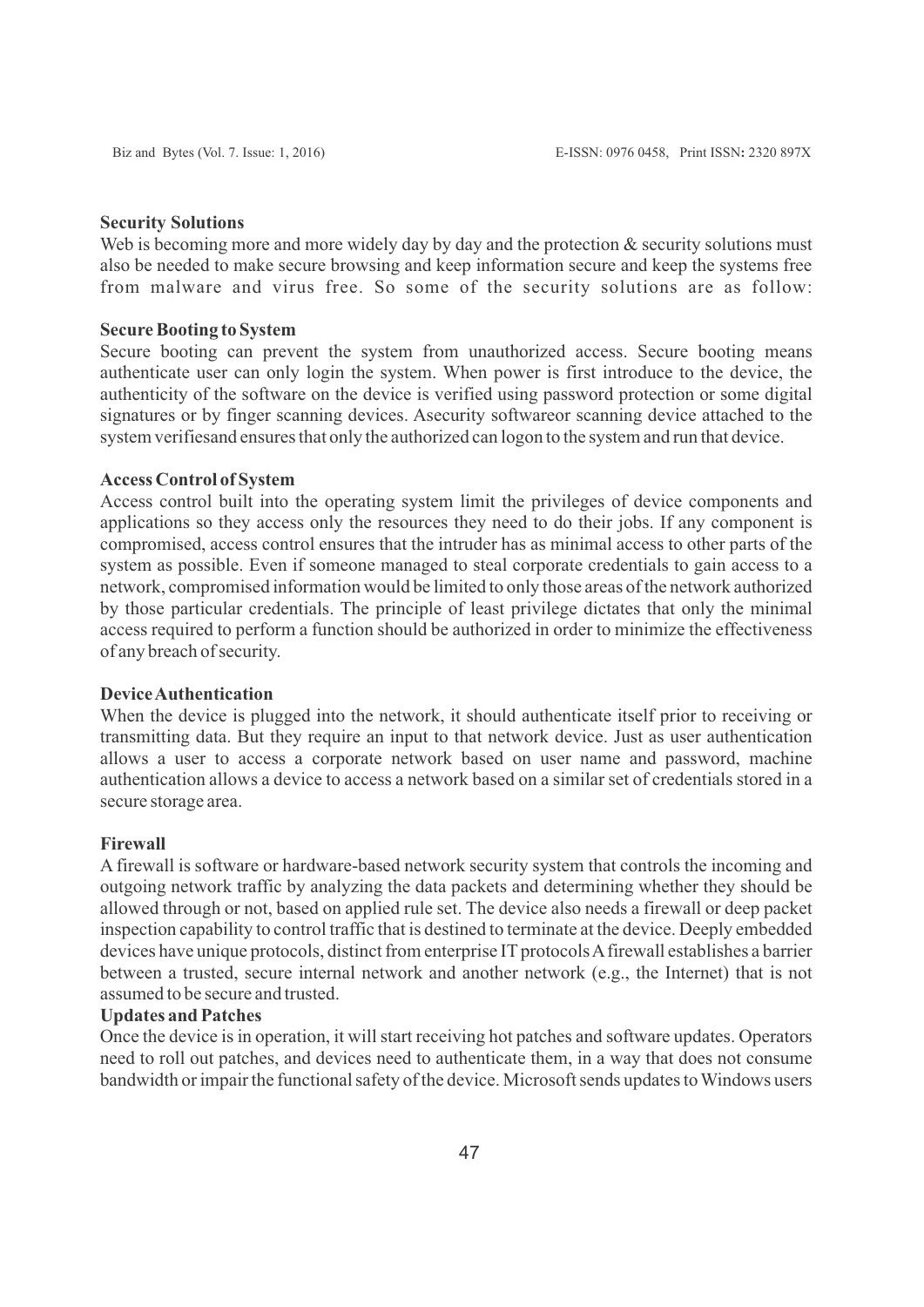## Security Solutions

Web is becoming more and more widely day by day and the protection & security solutions must also be needed to make secure browsing and keep information secure and keep the systems free from malware and virus free. So some of the security solutions are as follow:

### Secure Booting to System

Secure booting can prevent the system from unauthorized access. Secure booting means authenticate user can only login the system. When power is first introduce to the device, the authenticity of the software on the device is verified using password protection or some digital signatures or by finger scanning devices. Asecurity softwareor scanning device attached to the system verifiesand ensures that only the authorized can logon to the system and run that device.

### Access Control of System

Access control built into the operating system limit the privileges of device components and applications so they access only the resources they need to do their jobs. If any component is compromised, access control ensures that the intruder has as minimal access to other parts of the system as possible. Even if someone managed to steal corporate credentials to gain access to a network, compromised information would be limited to only those areas of the network authorized by those particular credentials. The principle of least privilege dictates that only the minimal access required to perform a function should be authorized in order to minimize the effectiveness of any breach of security.

### Device Authentication

When the device is plugged into the network, it should authenticate itself prior to receiving or transmitting data. But they require an input to that network device. Just as user authentication allows a user to access a corporate network based on user name and password, machine authentication allows a device to access a network based on a similar set of credentials stored in a secure storage area.

### Firewall

A firewall is software or hardware-based network security system that controls the incoming and outgoing network traffic by analyzing the data packets and determining whether they should be allowed through or not, based on applied rule set. The device also needs a firewall or deep packet inspection capability to control traffic that is destined to terminate at the device. Deeply embedded devices have unique protocols, distinct from enterprise IT protocols A firewall establishes a barrier between a trusted, secure internal network and another network (e.g., the Internet) that is not assumed to be secure and trusted.

### Updates and Patches

Once the device is in operation, it will start receiving hot patches and software updates. Operators need to roll out patches, and devices need to authenticate them, in a way that does not consume bandwidth or impair the functional safety of the device. Microsoft sends updates to Windows users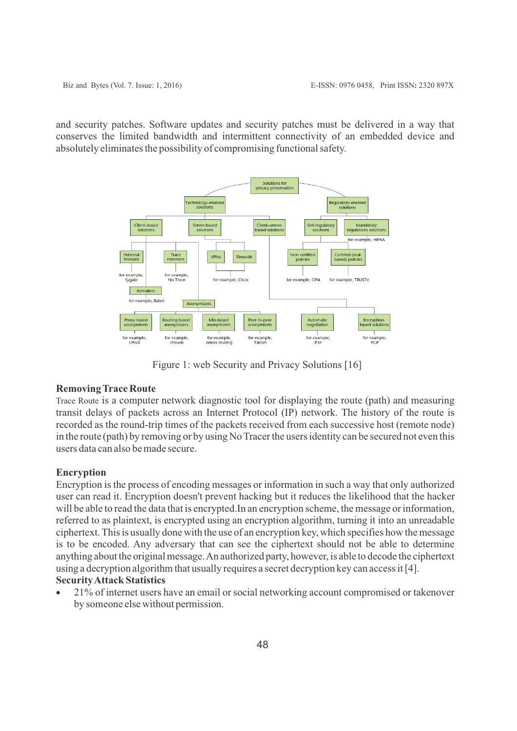and security patches. Software updates and security patches must be delivered in a way that conserves the limited bandwidth and intermittent connectivity of an embedded device and absolutely eliminates the possibility of compromising functional safety.

Figure 1: web Security and Privacy Solutions [16]

**Removing Trace Route**

Trace Route is a computer network diagnostic tool for displaying the route (path) and measuring transit delays of packets across an Internet Protocol (IP) network. The history of the route is recorded as the round-trip times of the packets received from each successive host (remote node) in the route (path) by removing or by using No Tracer the users identity can be secured not even this users data can also be made secure.

**Encryption**

Encryption is the process of encoding messages or information in such a way that only authorized user can read it. Encryption doesn't prevent hacking but it reduces the likelihood that the hacker will be able to read the data that is encrypted.In an encryption scheme, the message or information, referred to as plaintext, is encrypted using an encryption algorithm, turning it into an unreadable ciphertext. This is usually done with the use of an encryption key, which specifies how the message is to be encoded. Any adversary that can see the ciphertext should not be able to determine anything about the original message. An authorized party, however, is able to decode the ciphertext using a decryption algorithm that usually requires a secret decryption key can access it [4].

**Security Attack Statistics**

- 21% of internet users have an email or social networking account compromised or takenover by someone else without permission.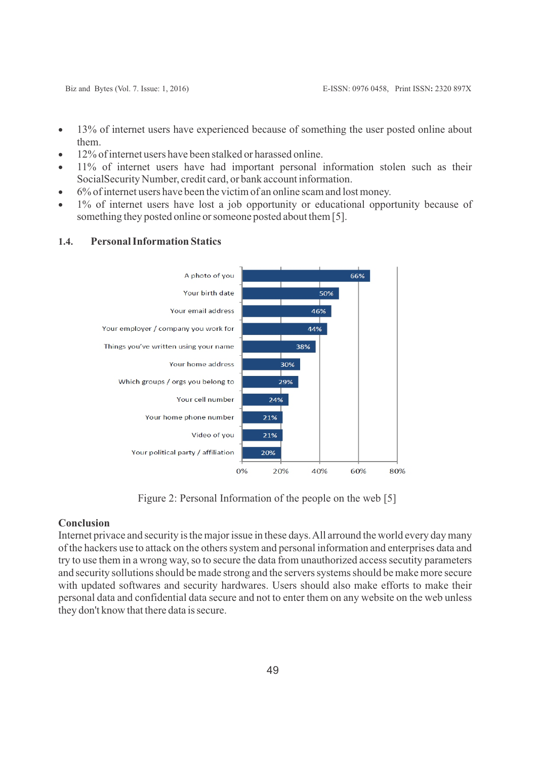- 13% of internet users have experienced because of something the user posted online about them.
- 12% of internet users have been stalked or harassed online.
- 11% of internet users have had important personal information stolen such as their SocialSecurity Number, credit card, or bank account information.
- 6% of internet users have been the victim of an online scam and lost money.
- 1% of internet users have lost a job opportunity or educational opportunity because of something they posted online or someone posted about them [5].

## 1.4. Personal Information Statics

| Personal information | Percentage |
|---|---|
| A photo of you | 66% |
| Your birth date | 50% |
| Your email address | 46% |
| Your employer / company you work for | 44% |
| Things you've written using your name | 38% |
| Your home address | 30% |
| Which groups / orgs you belong to | 29% |
| Your cell number | 24% |
| Your home phone number | 21% |
| Video of you | 21% |
| Your political party / affiliation | 20% |

Figure 2: Personal Information of the people on the web [5]

**Conclusion**

Internet privace and security is the major issue in these days. All arround the world every day many of the hackers use to attack on the others system and personal information and enterprises data and try to use them in a wrong way, so to secure the data from unauthorized access secutity parameters and security sollutions should be made strong and the servers systems should be make more secure with updated softwares and security hardwares. Users should also make efforts to make their personal data and confidential data secure and not to enter them on any website on the web unless they don't know that there data is secure.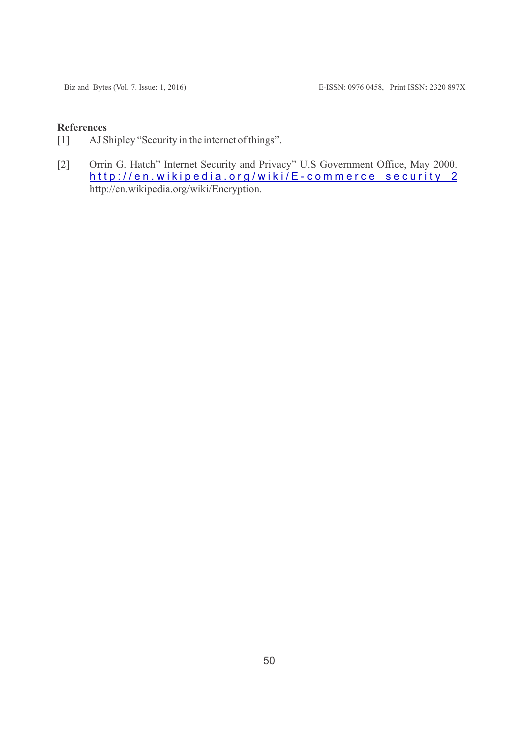## References

[1] AJ Shipley "Security in the internet of things".

[2] Orrin G. Hatch" Internet Security and Privacy" U.S Government Office, May 2000. http://en.wikipedia.org/wiki/E-commerce_security_2 http://en.wikipedia.org/wiki/Encryption.